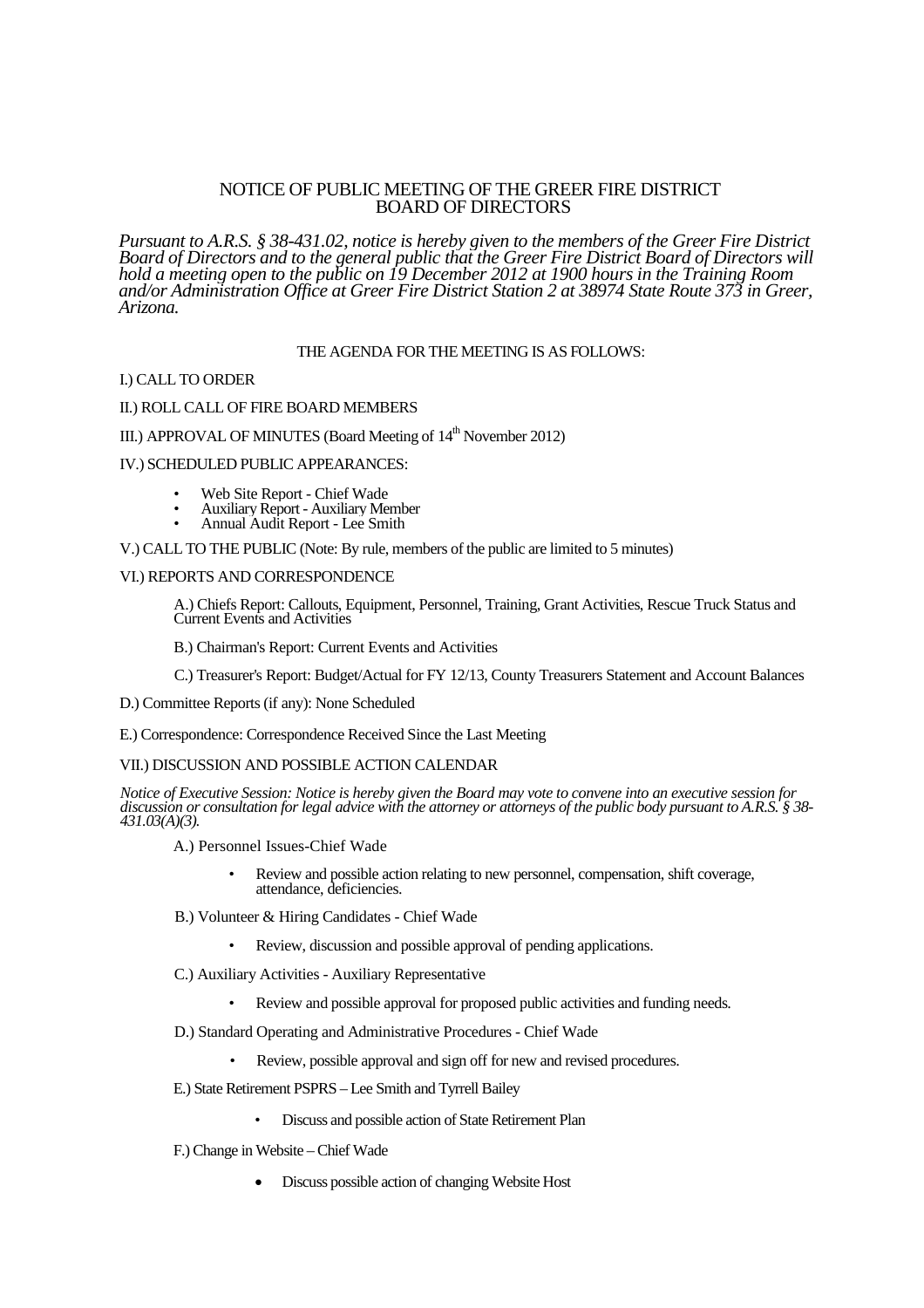# NOTICE OF PUBLIC MEETING OF THE GREER FIRE DISTRICT BOARD OF DIRECTORS

*Pursuant to A.R.S. § 38-431.02, notice is hereby given to the members of the Greer Fire District Board of Directors and to the general public that the Greer Fire District Board of Directors will hold a meeting open to the public on 19 December 2012 at 1900 hours in the Training Room and/or Administration Office at Greer Fire District Station 2 at 38974 State Route 373 in Greer, Arizona.*

THE AGENDA FOR THE MEETING IS AS FOLLOWS:

I.) CALL TO ORDER

II.) ROLL CALL OF FIRE BOARD MEMBERS

III.) APPROVAL OF MINUTES (Board Meeting of 14th November 2012)

IV.) SCHEDULED PUBLIC APPEARANCES:

- Web Site Report - Chief Wade
- Auxiliary Report - Auxiliary Member
- Annual Audit Report - Lee Smith

V.) CALL TO THE PUBLIC (Note: By rule, members of the public are limited to 5 minutes)

VI.) REPORTS AND CORRESPONDENCE

A.) Chiefs Report: Callouts, Equipment, Personnel, Training, Grant Activities, Rescue Truck Status and Current Events and Activities

B.) Chairman's Report: Current Events and Activities

C.) Treasurer's Report: Budget/Actual for FY 12/13, County Treasurers Statement and Account Balances

D.) Committee Reports (if any): None Scheduled

E.) Correspondence: Correspondence Received Since the Last Meeting

VII.) DISCUSSION AND POSSIBLE ACTION CALENDAR

*Notice of Executive Session: Notice is hereby given the Board may vote to convene into an executive session for discussion or consultation for legal advice with the attorney or attorneys of the public body pursuant to A.R.S. § 38-431.03(A)(3).*

A.) Personnel Issues-Chief Wade

- Review and possible action relating to new personnel, compensation, shift coverage, attendance, deficiencies.

B.) Volunteer & Hiring Candidates - Chief Wade

- Review, discussion and possible approval of pending applications.

C.) Auxiliary Activities - Auxiliary Representative

- Review and possible approval for proposed public activities and funding needs.

D.) Standard Operating and Administrative Procedures - Chief Wade

- Review, possible approval and sign off for new and revised procedures.

E.) State Retirement PSPRS – Lee Smith and Tyrrell Bailey

- Discuss and possible action of State Retirement Plan

F.) Change in Website – Chief Wade

- Discuss possible action of changing Website Host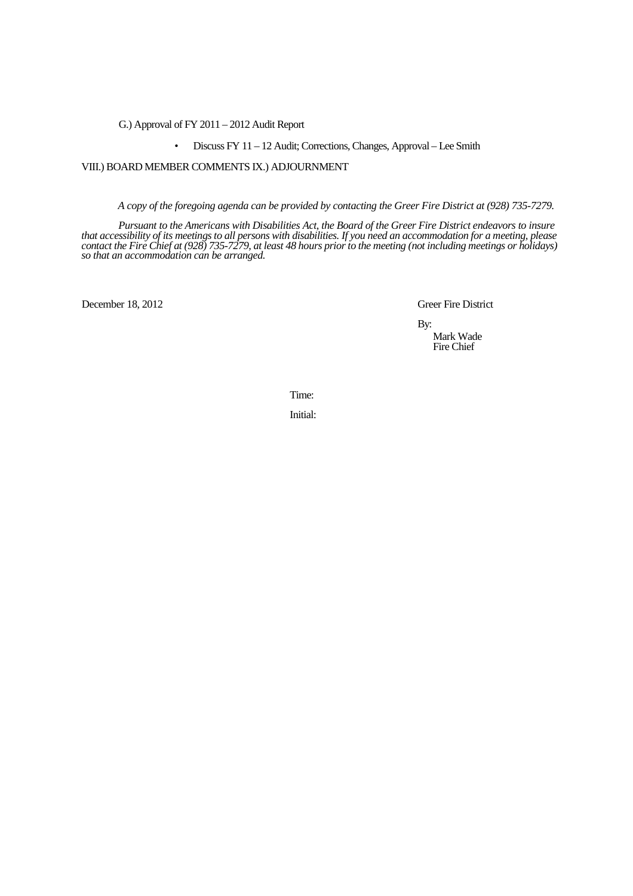G.) Approval of FY 2011 – 2012 Audit Report

- Discuss FY 11 – 12 Audit; Corrections, Changes, Approval – Lee Smith

VIII.) BOARD MEMBER COMMENTS IX.) ADJOURNMENT

*A copy of the foregoing agenda can be provided by contacting the Greer Fire District at (928) 735-7279.*

*Pursuant to the Americans with Disabilities Act, the Board of the Greer Fire District endeavors to insure that accessibility of its meetings to all persons with disabilities. If you need an accommodation for a meeting, please contact the Fire Chief at (928) 735-7279, at least 48 hours prior to the meeting (not including meetings or holidays) so that an accommodation can be arranged.*

December 18, 2012

Greer Fire District

By:
Mark Wade
Fire Chief

Time:

Initial: